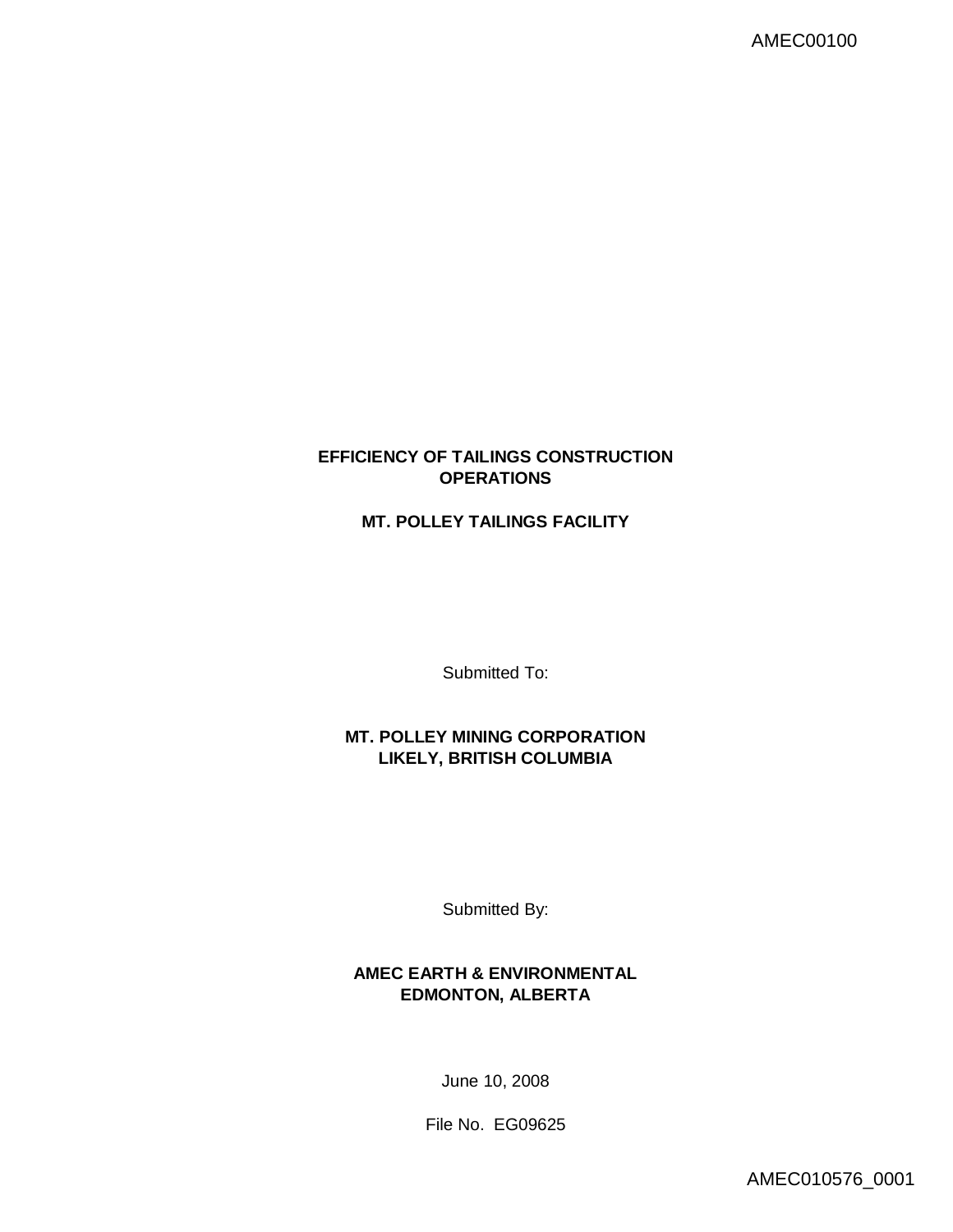# EFFICIENCY OF TAILINGS CONSTRUCTION OPERATIONS

## MT. POLLEY TAILINGS FACILITY

Submitted To:

**MT. POLLEY MINING CORPORATION**
**LIKELY, BRITISH COLUMBIA**

Submitted By:

**AMEC EARTH & ENVIRONMENTAL**
**EDMONTON, ALBERTA**

June 10, 2008

File No. EG09625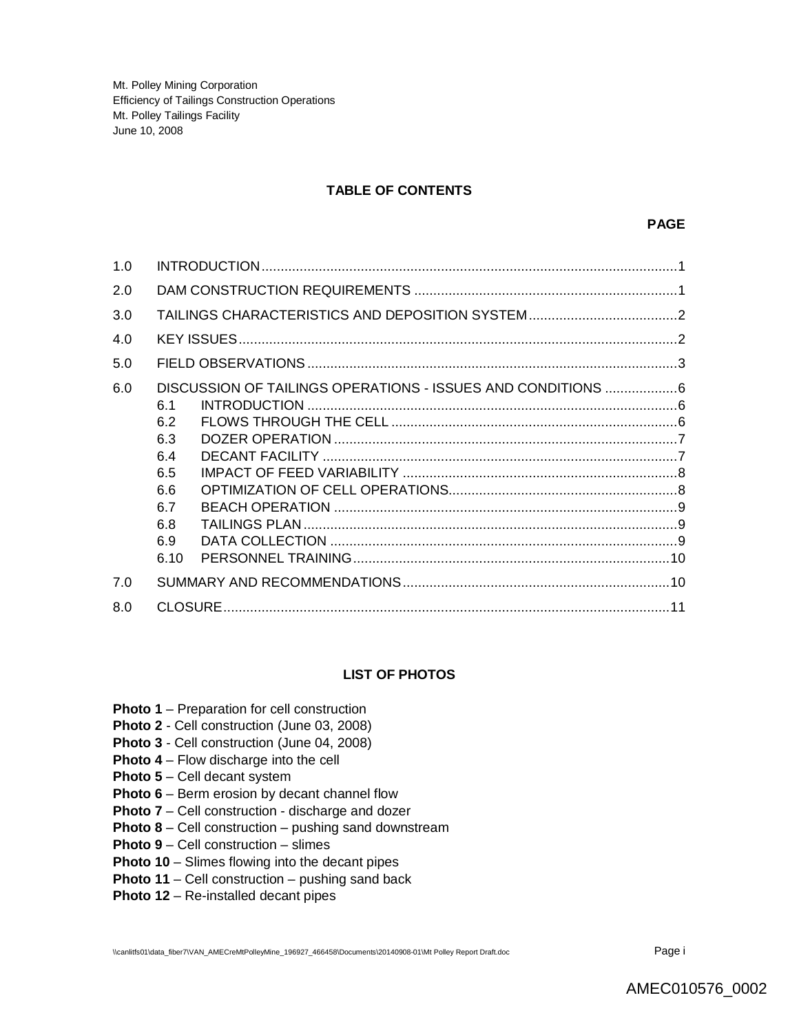Mt. Polley Mining Corporation
Efficiency of Tailings Construction Operations
Mt. Polley Tailings Facility
June 10, 2008

## TABLE OF CONTENTS

| | | PAGE |
|---|---|---|
| 1.0 | INTRODUCTION | 1 |
| 2.0 | DAM CONSTRUCTION REQUIREMENTS | 1 |
| 3.0 | TAILINGS CHARACTERISTICS AND DEPOSITION SYSTEM | 2 |
| 4.0 | KEY ISSUES | 2 |
| 5.0 | FIELD OBSERVATIONS | 3 |
| 6.0 | DISCUSSION OF TAILINGS OPERATIONS - ISSUES AND CONDITIONS | 6 |
| 6.1 | INTRODUCTION | 6 |
| 6.2 | FLOWS THROUGH THE CELL | 6 |
| 6.3 | DOZER OPERATION | 7 |
| 6.4 | DECANT FACILITY | 7 |
| 6.5 | IMPACT OF FEED VARIABILITY | 8 |
| 6.6 | OPTIMIZATION OF CELL OPERATIONS | 8 |
| 6.7 | BEACH OPERATION | 9 |
| 6.8 | TAILINGS PLAN | 9 |
| 6.9 | DATA COLLECTION | 9 |
| 6.10 | PERSONNEL TRAINING | 10 |
| 7.0 | SUMMARY AND RECOMMENDATIONS | 10 |
| 8.0 | CLOSURE | 11 |

## LIST OF PHOTOS

**Photo 1** – Preparation for cell construction
**Photo 2** - Cell construction (June 03, 2008)
**Photo 3** - Cell construction (June 04, 2008)
**Photo 4** – Flow discharge into the cell
**Photo 5** – Cell decant system
**Photo 6** – Berm erosion by decant channel flow
**Photo 7** – Cell construction - discharge and dozer
**Photo 8** – Cell construction – pushing sand downstream
**Photo 9** – Cell construction – slimes
**Photo 10** – Slimes flowing into the decant pipes
**Photo 11** – Cell construction – pushing sand back
**Photo 12** – Re-installed decant pipes

\\canlitfs01\data_fiber7\VAN_AMECreMtPolleyMine_196927_466458\Documents\20140908-01\Mt Polley Report Draft.doc

AMEC010576_0002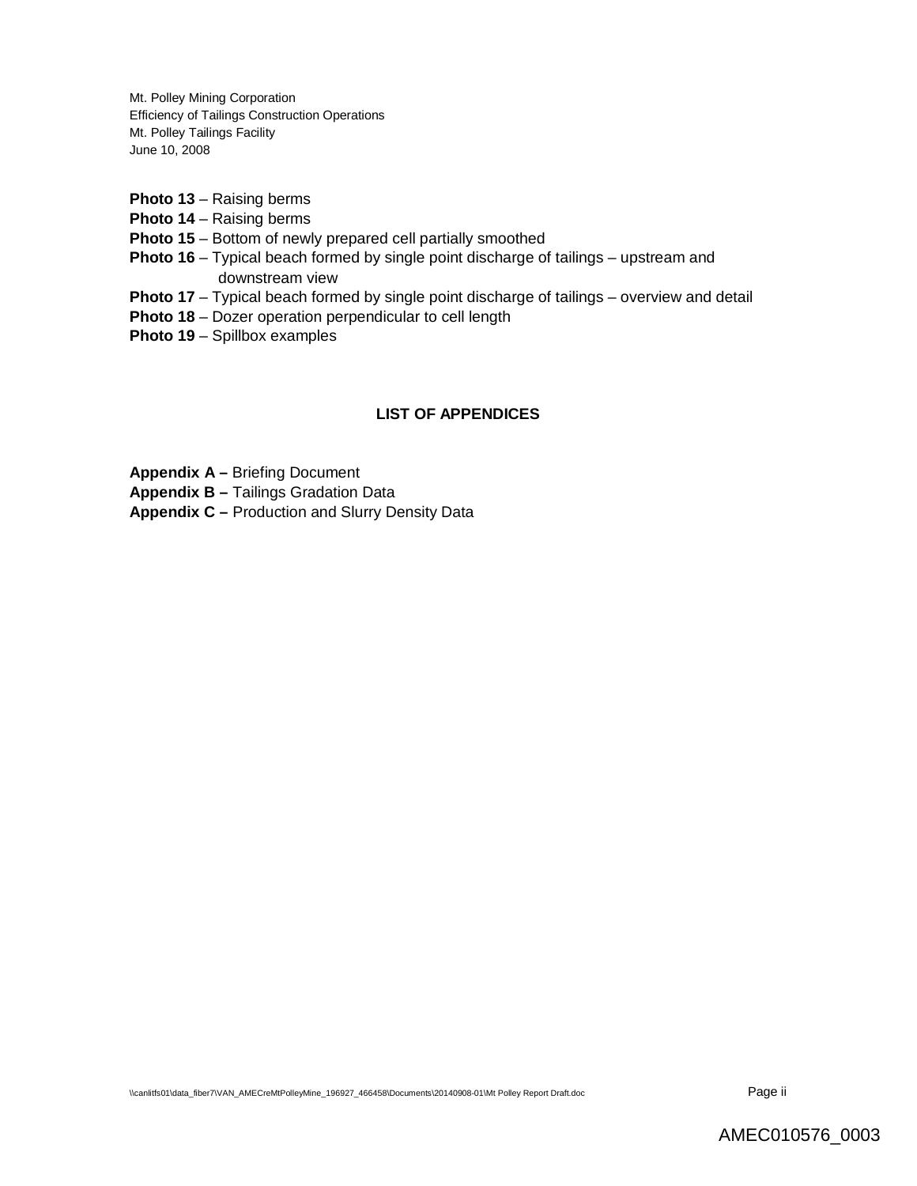**Photo 13** – Raising berms
**Photo 14** – Raising berms
**Photo 15** – Bottom of newly prepared cell partially smoothed
**Photo 16** – Typical beach formed by single point discharge of tailings – upstream and downstream view
**Photo 17** – Typical beach formed by single point discharge of tailings – overview and detail
**Photo 18** – Dozer operation perpendicular to cell length
**Photo 19** – Spillbox examples

## LIST OF APPENDICES

**Appendix A –** Briefing Document
**Appendix B –** Tailings Gradation Data
**Appendix C –** Production and Slurry Density Data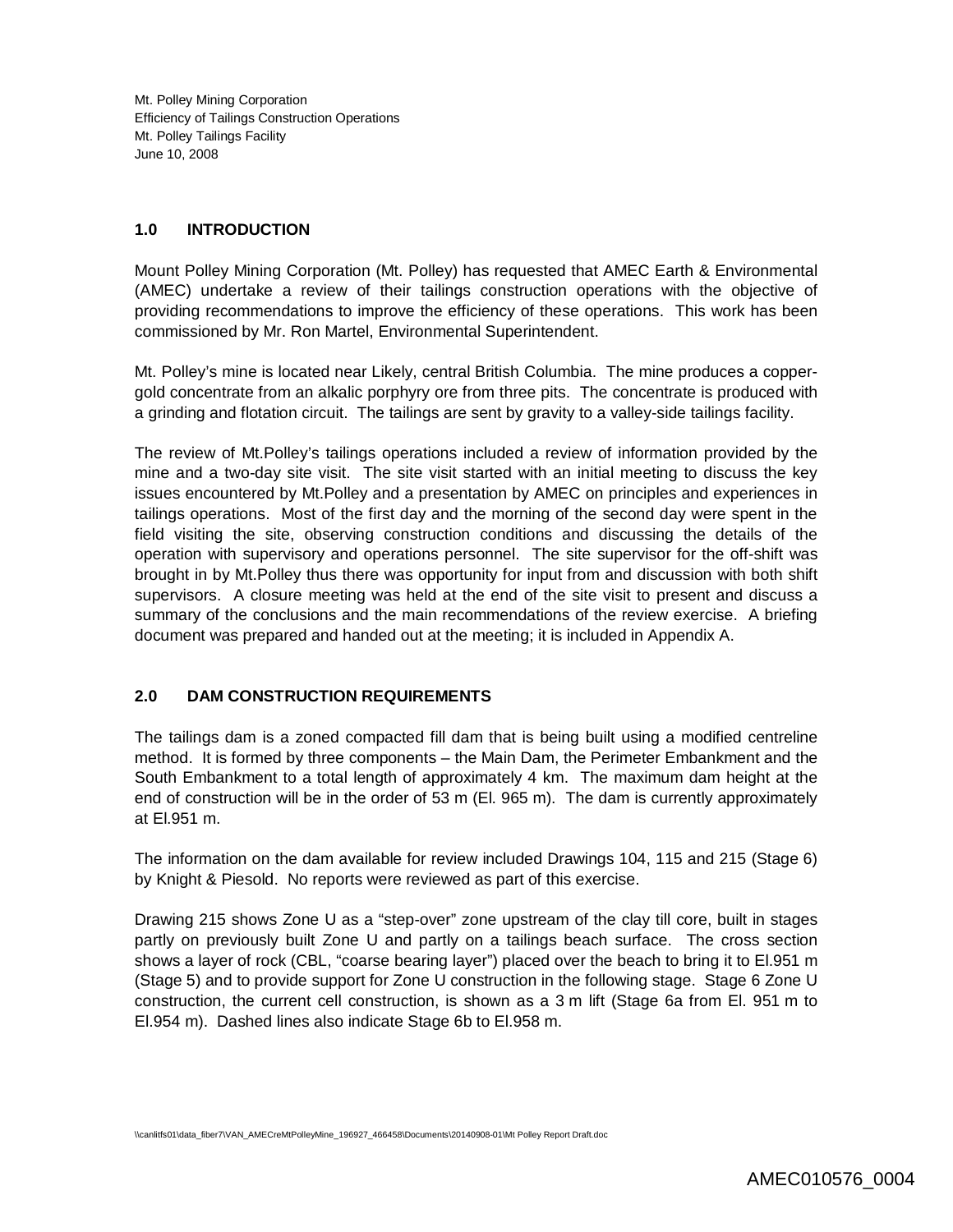## 1.0 INTRODUCTION

Mount Polley Mining Corporation (Mt. Polley) has requested that AMEC Earth & Environmental (AMEC) undertake a review of their tailings construction operations with the objective of providing recommendations to improve the efficiency of these operations. This work has been commissioned by Mr. Ron Martel, Environmental Superintendent.

Mt. Polley's mine is located near Likely, central British Columbia. The mine produces a copper-gold concentrate from an alkalic porphyry ore from three pits. The concentrate is produced with a grinding and flotation circuit. The tailings are sent by gravity to a valley-side tailings facility.

The review of Mt.Polley's tailings operations included a review of information provided by the mine and a two-day site visit. The site visit started with an initial meeting to discuss the key issues encountered by Mt.Polley and a presentation by AMEC on principles and experiences in tailings operations. Most of the first day and the morning of the second day were spent in the field visiting the site, observing construction conditions and discussing the details of the operation with supervisory and operations personnel. The site supervisor for the off-shift was brought in by Mt.Polley thus there was opportunity for input from and discussion with both shift supervisors. A closure meeting was held at the end of the site visit to present and discuss a summary of the conclusions and the main recommendations of the review exercise. A briefing document was prepared and handed out at the meeting; it is included in Appendix A.

## 2.0 DAM CONSTRUCTION REQUIREMENTS

The tailings dam is a zoned compacted fill dam that is being built using a modified centreline method. It is formed by three components – the Main Dam, the Perimeter Embankment and the South Embankment to a total length of approximately 4 km. The maximum dam height at the end of construction will be in the order of 53 m (El. 965 m). The dam is currently approximately at El.951 m.

The information on the dam available for review included Drawings 104, 115 and 215 (Stage 6) by Knight & Piesold. No reports were reviewed as part of this exercise.

Drawing 215 shows Zone U as a "step-over" zone upstream of the clay till core, built in stages partly on previously built Zone U and partly on a tailings beach surface. The cross section shows a layer of rock (CBL, "coarse bearing layer") placed over the beach to bring it to El.951 m (Stage 5) and to provide support for Zone U construction in the following stage. Stage 6 Zone U construction, the current cell construction, is shown as a 3 m lift (Stage 6a from El. 951 m to El.954 m). Dashed lines also indicate Stage 6b to El.958 m.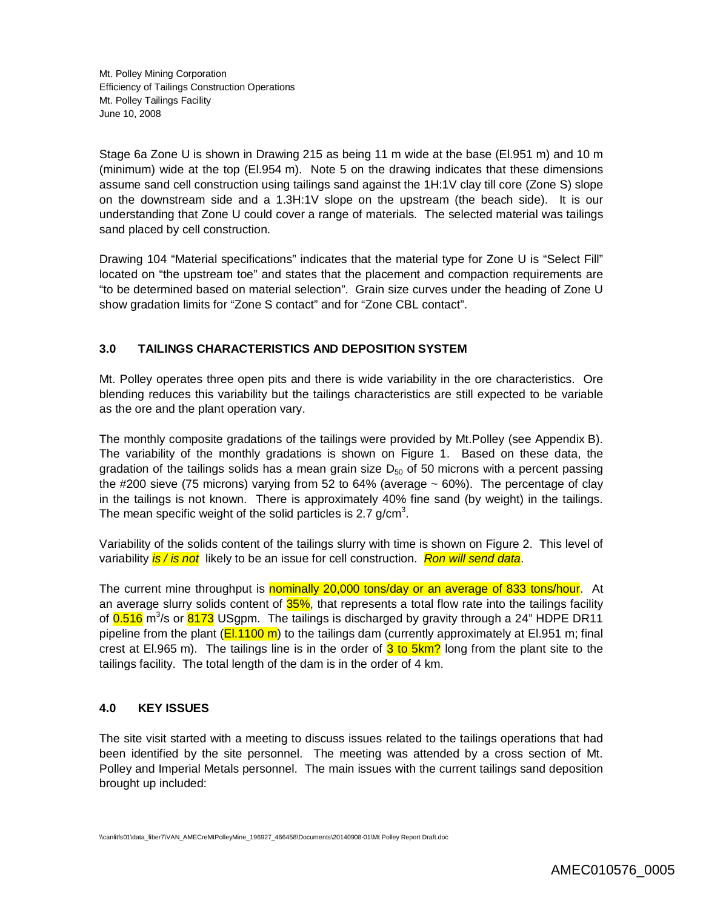Stage 6a Zone U is shown in Drawing 215 as being 11 m wide at the base (El.951 m) and 10 m (minimum) wide at the top (El.954 m). Note 5 on the drawing indicates that these dimensions assume sand cell construction using tailings sand against the 1H:1V clay till core (Zone S) slope on the downstream side and a 1.3H:1V slope on the upstream (the beach side). It is our understanding that Zone U could cover a range of materials. The selected material was tailings sand placed by cell construction.

Drawing 104 "Material specifications" indicates that the material type for Zone U is "Select Fill" located on "the upstream toe" and states that the placement and compaction requirements are "to be determined based on material selection". Grain size curves under the heading of Zone U show gradation limits for "Zone S contact" and for "Zone CBL contact".

## 3.0 TAILINGS CHARACTERISTICS AND DEPOSITION SYSTEM

Mt. Polley operates three open pits and there is wide variability in the ore characteristics. Ore blending reduces this variability but the tailings characteristics are still expected to be variable as the ore and the plant operation vary.

The monthly composite gradations of the tailings were provided by Mt.Polley (see Appendix B). The variability of the monthly gradations is shown on Figure 1. Based on these data, the gradation of the tailings solids has a mean grain size $D_{50}$ of 50 microns with a percent passing the #200 sieve (75 microns) varying from 52 to 64% (average ~ 60%). The percentage of clay in the tailings is not known. There is approximately 40% fine sand (by weight) in the tailings. The mean specific weight of the solid particles is 2.7 g/cm$^3$.

Variability of the solids content of the tailings slurry with time is shown on Figure 2. This level of variability *is / is not* likely to be an issue for cell construction. *Ron will send data*.

The current mine throughput is nominally 20,000 tons/day or an average of 833 tons/hour. At an average slurry solids content of 35%, that represents a total flow rate into the tailings facility of 0.516 m$^3$/s or 8173 USgpm. The tailings is discharged by gravity through a 24" HDPE DR11 pipeline from the plant (El.1100 m) to the tailings dam (currently approximately at El.951 m; final crest at El.965 m). The tailings line is in the order of 3 to 5km? long from the plant site to the tailings facility. The total length of the dam is in the order of 4 km.

## 4.0 KEY ISSUES

The site visit started with a meeting to discuss issues related to the tailings operations that had been identified by the site personnel. The meeting was attended by a cross section of Mt. Polley and Imperial Metals personnel. The main issues with the current tailings sand deposition brought up included: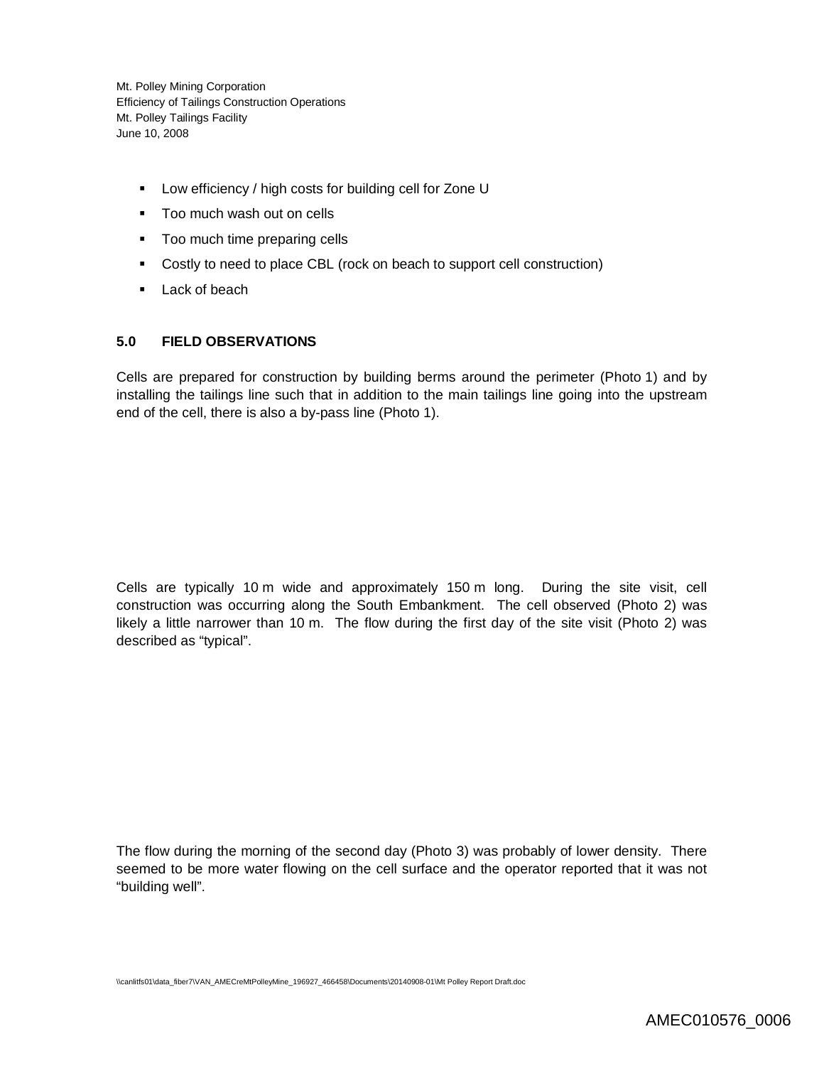- Low efficiency / high costs for building cell for Zone U
- Too much wash out on cells
- Too much time preparing cells
- Costly to need to place CBL (rock on beach to support cell construction)
- Lack of beach

## 5.0 FIELD OBSERVATIONS

Cells are prepared for construction by building berms around the perimeter (Photo 1) and by installing the tailings line such that in addition to the main tailings line going into the upstream end of the cell, there is also a by-pass line (Photo 1).

Cells are typically 10 m wide and approximately 150 m long. During the site visit, cell construction was occurring along the South Embankment. The cell observed (Photo 2) was likely a little narrower than 10 m. The flow during the first day of the site visit (Photo 2) was described as "typical".

The flow during the morning of the second day (Photo 3) was probably of lower density. There seemed to be more water flowing on the cell surface and the operator reported that it was not "building well".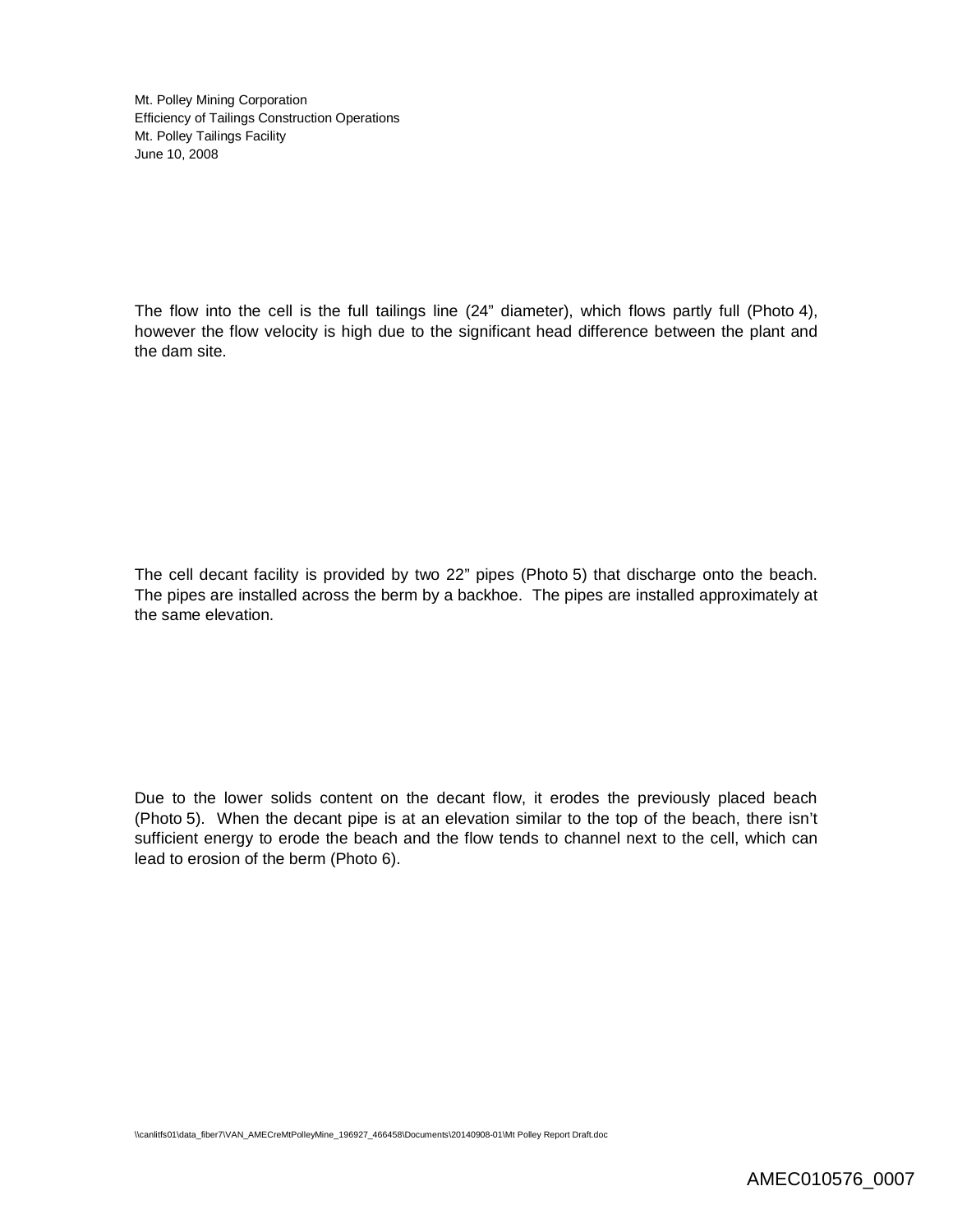The flow into the cell is the full tailings line (24" diameter), which flows partly full (Photo 4), however the flow velocity is high due to the significant head difference between the plant and the dam site.

The cell decant facility is provided by two 22" pipes (Photo 5) that discharge onto the beach. The pipes are installed across the berm by a backhoe. The pipes are installed approximately at the same elevation.

Due to the lower solids content on the decant flow, it erodes the previously placed beach (Photo 5). When the decant pipe is at an elevation similar to the top of the beach, there isn't sufficient energy to erode the beach and the flow tends to channel next to the cell, which can lead to erosion of the berm (Photo 6).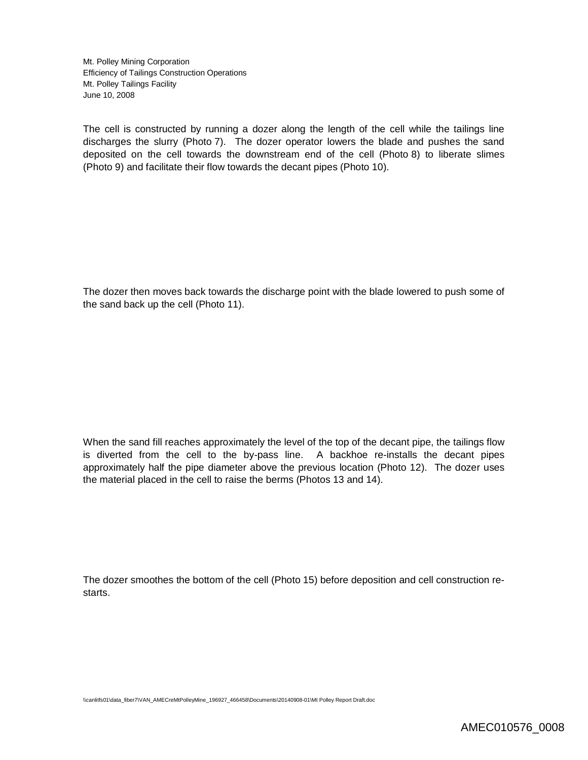The cell is constructed by running a dozer along the length of the cell while the tailings line discharges the slurry (Photo 7). The dozer operator lowers the blade and pushes the sand deposited on the cell towards the downstream end of the cell (Photo 8) to liberate slimes (Photo 9) and facilitate their flow towards the decant pipes (Photo 10).

The dozer then moves back towards the discharge point with the blade lowered to push some of the sand back up the cell (Photo 11).

When the sand fill reaches approximately the level of the top of the decant pipe, the tailings flow is diverted from the cell to the by-pass line. A backhoe re-installs the decant pipes approximately half the pipe diameter above the previous location (Photo 12). The dozer uses the material placed in the cell to raise the berms (Photos 13 and 14).

The dozer smoothes the bottom of the cell (Photo 15) before deposition and cell construction re-starts.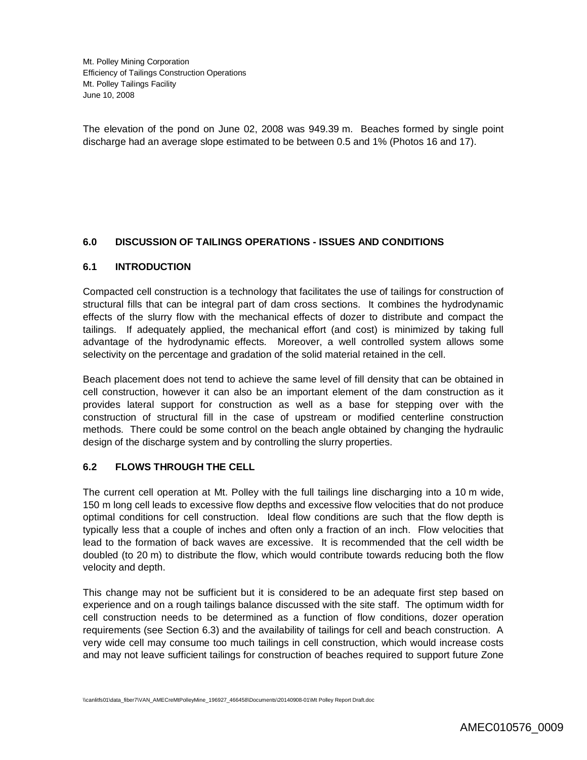The elevation of the pond on June 02, 2008 was 949.39 m. Beaches formed by single point discharge had an average slope estimated to be between 0.5 and 1% (Photos 16 and 17).

## 6.0 DISCUSSION OF TAILINGS OPERATIONS - ISSUES AND CONDITIONS

### 6.1 INTRODUCTION

Compacted cell construction is a technology that facilitates the use of tailings for construction of structural fills that can be integral part of dam cross sections. It combines the hydrodynamic effects of the slurry flow with the mechanical effects of dozer to distribute and compact the tailings. If adequately applied, the mechanical effort (and cost) is minimized by taking full advantage of the hydrodynamic effects. Moreover, a well controlled system allows some selectivity on the percentage and gradation of the solid material retained in the cell.

Beach placement does not tend to achieve the same level of fill density that can be obtained in cell construction, however it can also be an important element of the dam construction as it provides lateral support for construction as well as a base for stepping over with the construction of structural fill in the case of upstream or modified centerline construction methods. There could be some control on the beach angle obtained by changing the hydraulic design of the discharge system and by controlling the slurry properties.

### 6.2 FLOWS THROUGH THE CELL

The current cell operation at Mt. Polley with the full tailings line discharging into a 10 m wide, 150 m long cell leads to excessive flow depths and excessive flow velocities that do not produce optimal conditions for cell construction. Ideal flow conditions are such that the flow depth is typically less that a couple of inches and often only a fraction of an inch. Flow velocities that lead to the formation of back waves are excessive. It is recommended that the cell width be doubled (to 20 m) to distribute the flow, which would contribute towards reducing both the flow velocity and depth.

This change may not be sufficient but it is considered to be an adequate first step based on experience and on a rough tailings balance discussed with the site staff. The optimum width for cell construction needs to be determined as a function of flow conditions, dozer operation requirements (see Section 6.3) and the availability of tailings for cell and beach construction. A very wide cell may consume too much tailings in cell construction, which would increase costs and may not leave sufficient tailings for construction of beaches required to support future Zone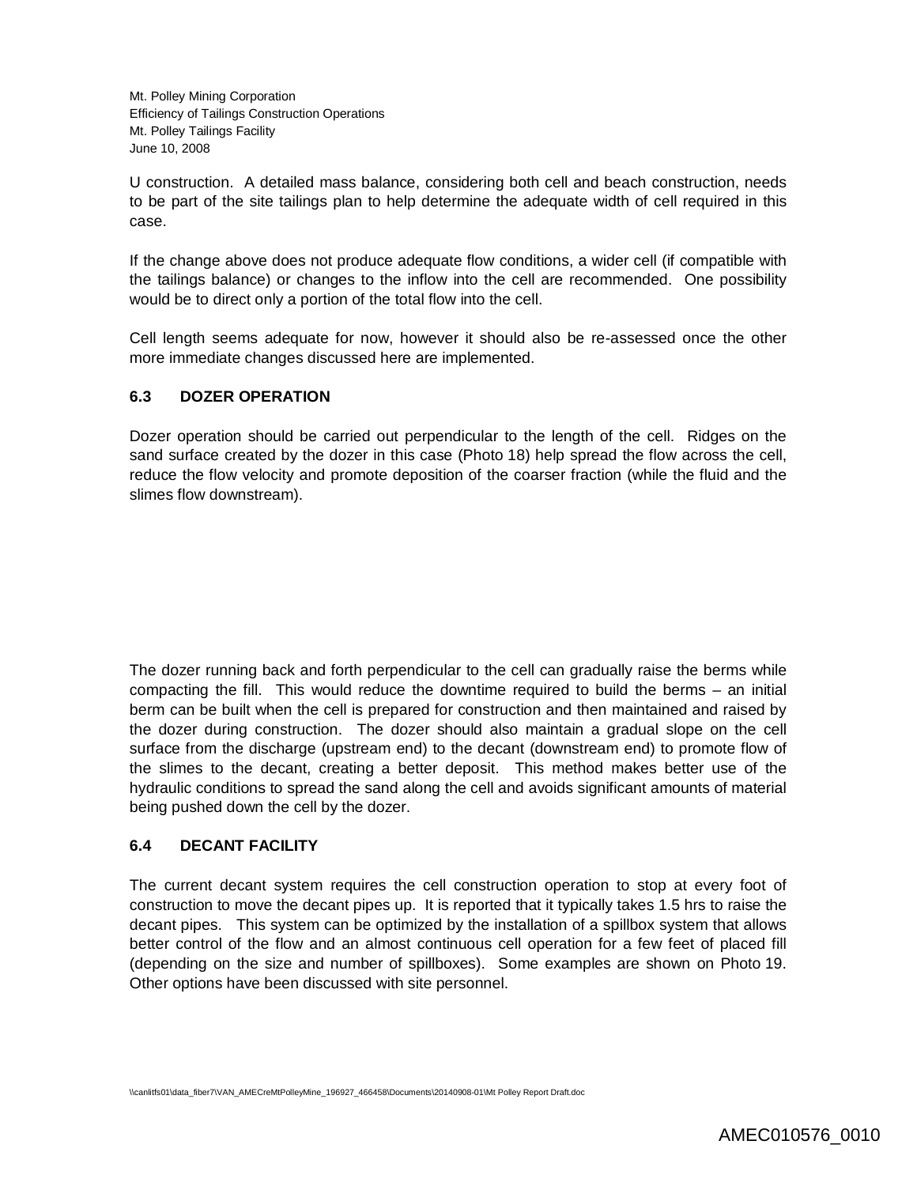U construction. A detailed mass balance, considering both cell and beach construction, needs to be part of the site tailings plan to help determine the adequate width of cell required in this case.

If the change above does not produce adequate flow conditions, a wider cell (if compatible with the tailings balance) or changes to the inflow into the cell are recommended. One possibility would be to direct only a portion of the total flow into the cell.

Cell length seems adequate for now, however it should also be re-assessed once the other more immediate changes discussed here are implemented.

### 6.3 DOZER OPERATION

Dozer operation should be carried out perpendicular to the length of the cell. Ridges on the sand surface created by the dozer in this case (Photo 18) help spread the flow across the cell, reduce the flow velocity and promote deposition of the coarser fraction (while the fluid and the slimes flow downstream).

The dozer running back and forth perpendicular to the cell can gradually raise the berms while compacting the fill. This would reduce the downtime required to build the berms – an initial berm can be built when the cell is prepared for construction and then maintained and raised by the dozer during construction. The dozer should also maintain a gradual slope on the cell surface from the discharge (upstream end) to the decant (downstream end) to promote flow of the slimes to the decant, creating a better deposit. This method makes better use of the hydraulic conditions to spread the sand along the cell and avoids significant amounts of material being pushed down the cell by the dozer.

### 6.4 DECANT FACILITY

The current decant system requires the cell construction operation to stop at every foot of construction to move the decant pipes up. It is reported that it typically takes 1.5 hrs to raise the decant pipes. This system can be optimized by the installation of a spillbox system that allows better control of the flow and an almost continuous cell operation for a few feet of placed fill (depending on the size and number of spillboxes). Some examples are shown on Photo 19. Other options have been discussed with site personnel.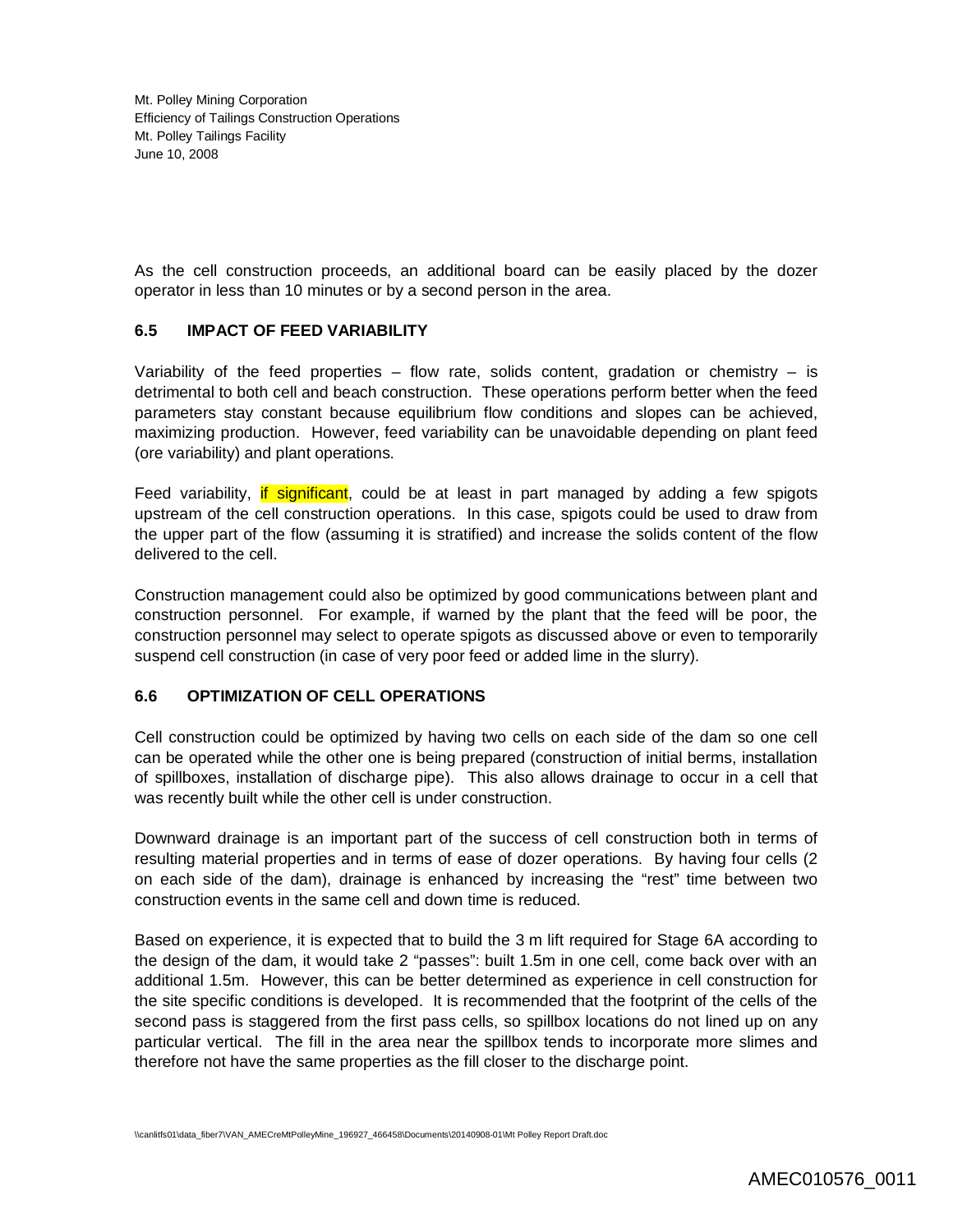As the cell construction proceeds, an additional board can be easily placed by the dozer operator in less than 10 minutes or by a second person in the area.

### 6.5 IMPACT OF FEED VARIABILITY

Variability of the feed properties – flow rate, solids content, gradation or chemistry – is detrimental to both cell and beach construction. These operations perform better when the feed parameters stay constant because equilibrium flow conditions and slopes can be achieved, maximizing production. However, feed variability can be unavoidable depending on plant feed (ore variability) and plant operations.

Feed variability, if significant, could be at least in part managed by adding a few spigots upstream of the cell construction operations. In this case, spigots could be used to draw from the upper part of the flow (assuming it is stratified) and increase the solids content of the flow delivered to the cell.

Construction management could also be optimized by good communications between plant and construction personnel. For example, if warned by the plant that the feed will be poor, the construction personnel may select to operate spigots as discussed above or even to temporarily suspend cell construction (in case of very poor feed or added lime in the slurry).

### 6.6 OPTIMIZATION OF CELL OPERATIONS

Cell construction could be optimized by having two cells on each side of the dam so one cell can be operated while the other one is being prepared (construction of initial berms, installation of spillboxes, installation of discharge pipe). This also allows drainage to occur in a cell that was recently built while the other cell is under construction.

Downward drainage is an important part of the success of cell construction both in terms of resulting material properties and in terms of ease of dozer operations. By having four cells (2 on each side of the dam), drainage is enhanced by increasing the "rest" time between two construction events in the same cell and down time is reduced.

Based on experience, it is expected that to build the 3 m lift required for Stage 6A according to the design of the dam, it would take 2 "passes": built 1.5m in one cell, come back over with an additional 1.5m. However, this can be better determined as experience in cell construction for the site specific conditions is developed. It is recommended that the footprint of the cells of the second pass is staggered from the first pass cells, so spillbox locations do not lined up on any particular vertical. The fill in the area near the spillbox tends to incorporate more slimes and therefore not have the same properties as the fill closer to the discharge point.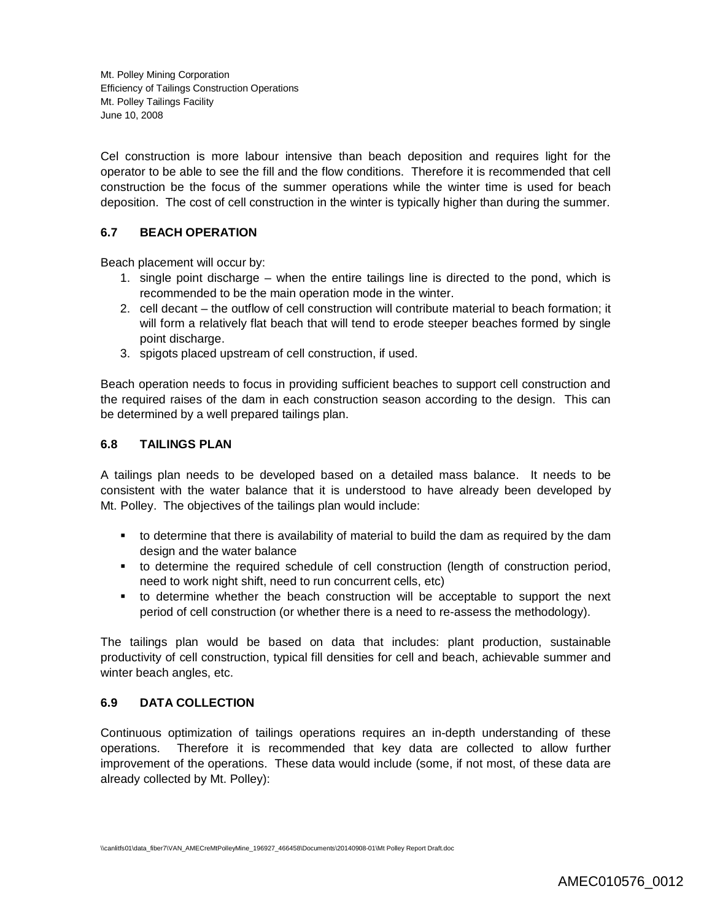Cel construction is more labour intensive than beach deposition and requires light for the operator to be able to see the fill and the flow conditions. Therefore it is recommended that cell construction be the focus of the summer operations while the winter time is used for beach deposition. The cost of cell construction in the winter is typically higher than during the summer.

### 6.7 BEACH OPERATION

Beach placement will occur by:

1. single point discharge – when the entire tailings line is directed to the pond, which is recommended to be the main operation mode in the winter.
2. cell decant – the outflow of cell construction will contribute material to beach formation; it will form a relatively flat beach that will tend to erode steeper beaches formed by single point discharge.
3. spigots placed upstream of cell construction, if used.

Beach operation needs to focus in providing sufficient beaches to support cell construction and the required raises of the dam in each construction season according to the design. This can be determined by a well prepared tailings plan.

### 6.8 TAILINGS PLAN

A tailings plan needs to be developed based on a detailed mass balance. It needs to be consistent with the water balance that it is understood to have already been developed by Mt. Polley. The objectives of the tailings plan would include:

- to determine that there is availability of material to build the dam as required by the dam design and the water balance
- to determine the required schedule of cell construction (length of construction period, need to work night shift, need to run concurrent cells, etc)
- to determine whether the beach construction will be acceptable to support the next period of cell construction (or whether there is a need to re-assess the methodology).

The tailings plan would be based on data that includes: plant production, sustainable productivity of cell construction, typical fill densities for cell and beach, achievable summer and winter beach angles, etc.

### 6.9 DATA COLLECTION

Continuous optimization of tailings operations requires an in-depth understanding of these operations. Therefore it is recommended that key data are collected to allow further improvement of the operations. These data would include (some, if not most, of these data are already collected by Mt. Polley):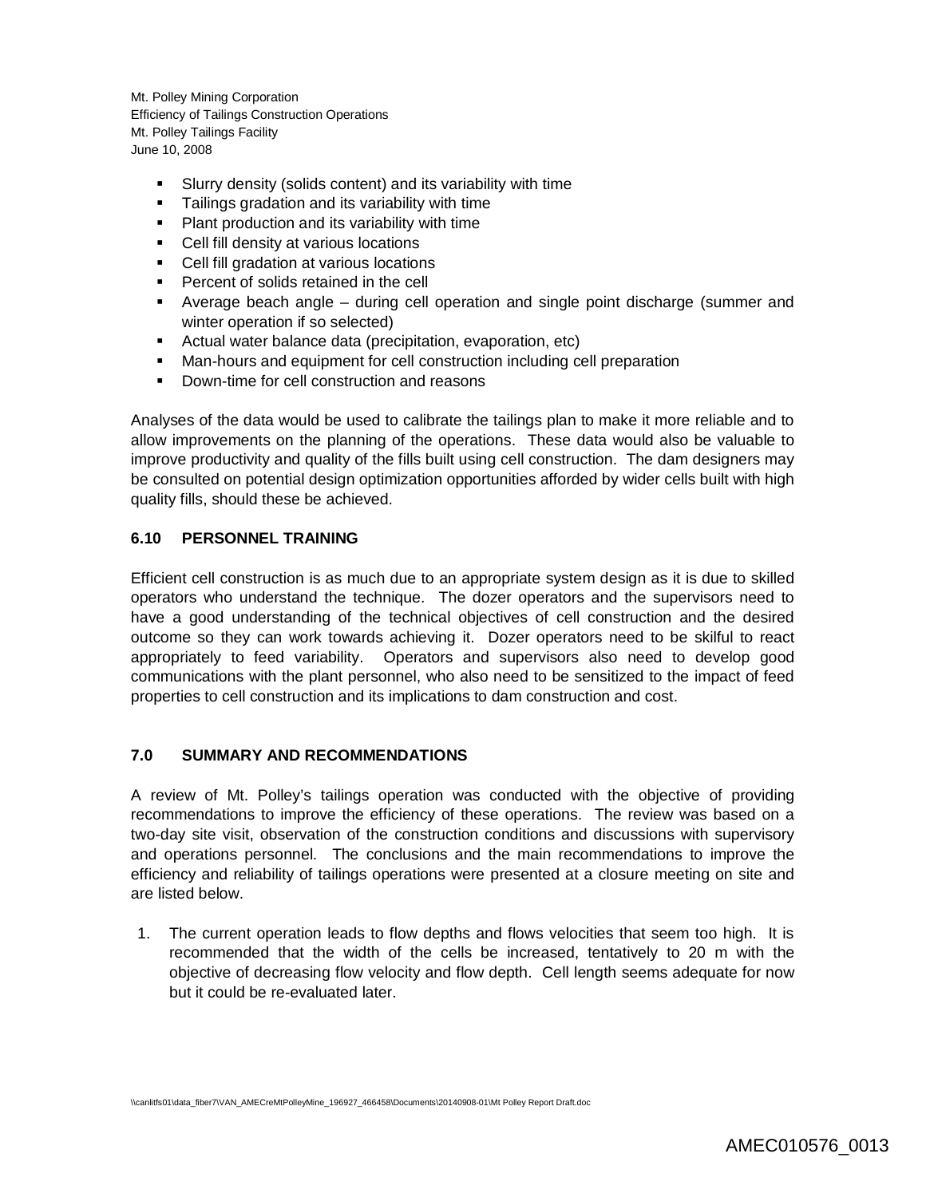- Slurry density (solids content) and its variability with time
- Tailings gradation and its variability with time
- Plant production and its variability with time
- Cell fill density at various locations
- Cell fill gradation at various locations
- Percent of solids retained in the cell
- Average beach angle – during cell operation and single point discharge (summer and winter operation if so selected)
- Actual water balance data (precipitation, evaporation, etc)
- Man-hours and equipment for cell construction including cell preparation
- Down-time for cell construction and reasons

Analyses of the data would be used to calibrate the tailings plan to make it more reliable and to allow improvements on the planning of the operations. These data would also be valuable to improve productivity and quality of the fills built using cell construction. The dam designers may be consulted on potential design optimization opportunities afforded by wider cells built with high quality fills, should these be achieved.

### 6.10 PERSONNEL TRAINING

Efficient cell construction is as much due to an appropriate system design as it is due to skilled operators who understand the technique. The dozer operators and the supervisors need to have a good understanding of the technical objectives of cell construction and the desired outcome so they can work towards achieving it. Dozer operators need to be skilful to react appropriately to feed variability. Operators and supervisors also need to develop good communications with the plant personnel, who also need to be sensitized to the impact of feed properties to cell construction and its implications to dam construction and cost.

## 7.0 SUMMARY AND RECOMMENDATIONS

A review of Mt. Polley's tailings operation was conducted with the objective of providing recommendations to improve the efficiency of these operations. The review was based on a two-day site visit, observation of the construction conditions and discussions with supervisory and operations personnel. The conclusions and the main recommendations to improve the efficiency and reliability of tailings operations were presented at a closure meeting on site and are listed below.

1. The current operation leads to flow depths and flows velocities that seem too high. It is recommended that the width of the cells be increased, tentatively to 20 m with the objective of decreasing flow velocity and flow depth. Cell length seems adequate for now but it could be re-evaluated later.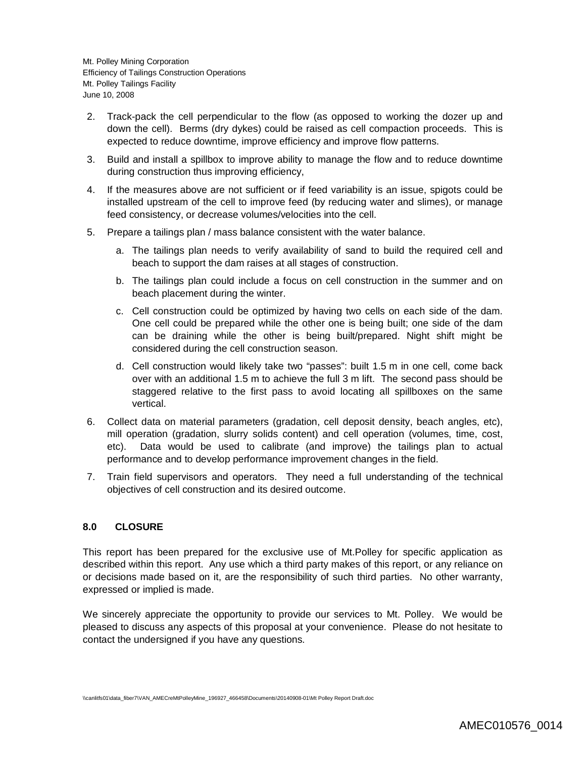2. Track-pack the cell perpendicular to the flow (as opposed to working the dozer up and down the cell). Berms (dry dykes) could be raised as cell compaction proceeds. This is expected to reduce downtime, improve efficiency and improve flow patterns.
3. Build and install a spillbox to improve ability to manage the flow and to reduce downtime during construction thus improving efficiency,
4. If the measures above are not sufficient or if feed variability is an issue, spigots could be installed upstream of the cell to improve feed (by reducing water and slimes), or manage feed consistency, or decrease volumes/velocities into the cell.
5. Prepare a tailings plan / mass balance consistent with the water balance.
   a. The tailings plan needs to verify availability of sand to build the required cell and beach to support the dam raises at all stages of construction.
   b. The tailings plan could include a focus on cell construction in the summer and on beach placement during the winter.
   c. Cell construction could be optimized by having two cells on each side of the dam. One cell could be prepared while the other one is being built; one side of the dam can be draining while the other is being built/prepared. Night shift might be considered during the cell construction season.
   d. Cell construction would likely take two "passes": built 1.5 m in one cell, come back over with an additional 1.5 m to achieve the full 3 m lift. The second pass should be staggered relative to the first pass to avoid locating all spillboxes on the same vertical.
6. Collect data on material parameters (gradation, cell deposit density, beach angles, etc), mill operation (gradation, slurry solids content) and cell operation (volumes, time, cost, etc). Data would be used to calibrate (and improve) the tailings plan to actual performance and to develop performance improvement changes in the field.
7. Train field supervisors and operators. They need a full understanding of the technical objectives of cell construction and its desired outcome.

## 8.0 CLOSURE

This report has been prepared for the exclusive use of Mt.Polley for specific application as described within this report. Any use which a third party makes of this report, or any reliance on or decisions made based on it, are the responsibility of such third parties. No other warranty, expressed or implied is made.

We sincerely appreciate the opportunity to provide our services to Mt. Polley. We would be pleased to discuss any aspects of this proposal at your convenience. Please do not hesitate to contact the undersigned if you have any questions.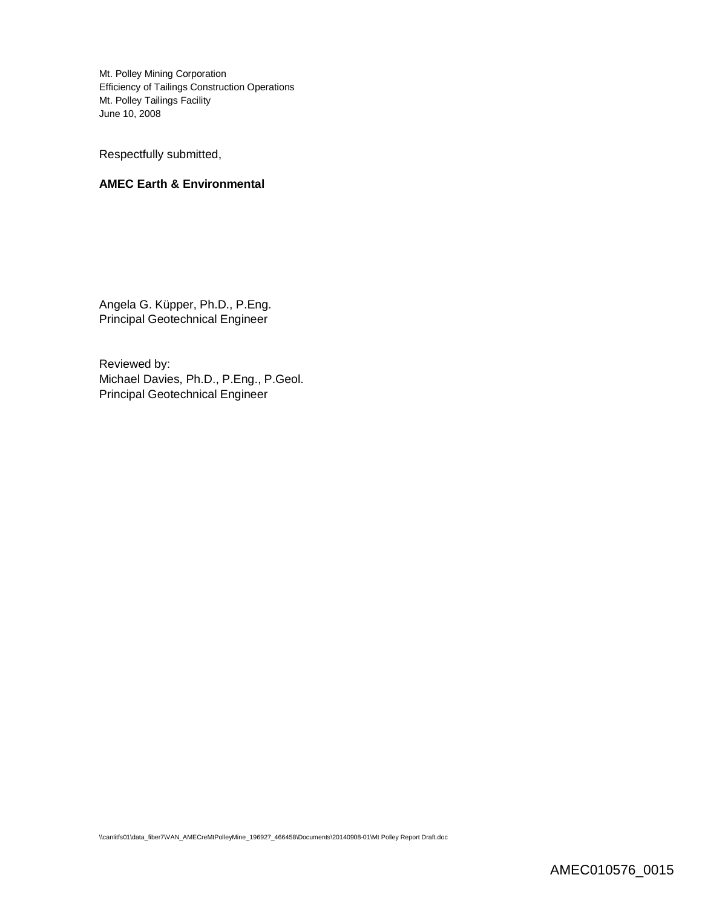Respectfully submitted,

**AMEC Earth & Environmental**

Angela G. Küpper, Ph.D., P.Eng.
Principal Geotechnical Engineer

Reviewed by:
Michael Davies, Ph.D., P.Eng., P.Geol.
Principal Geotechnical Engineer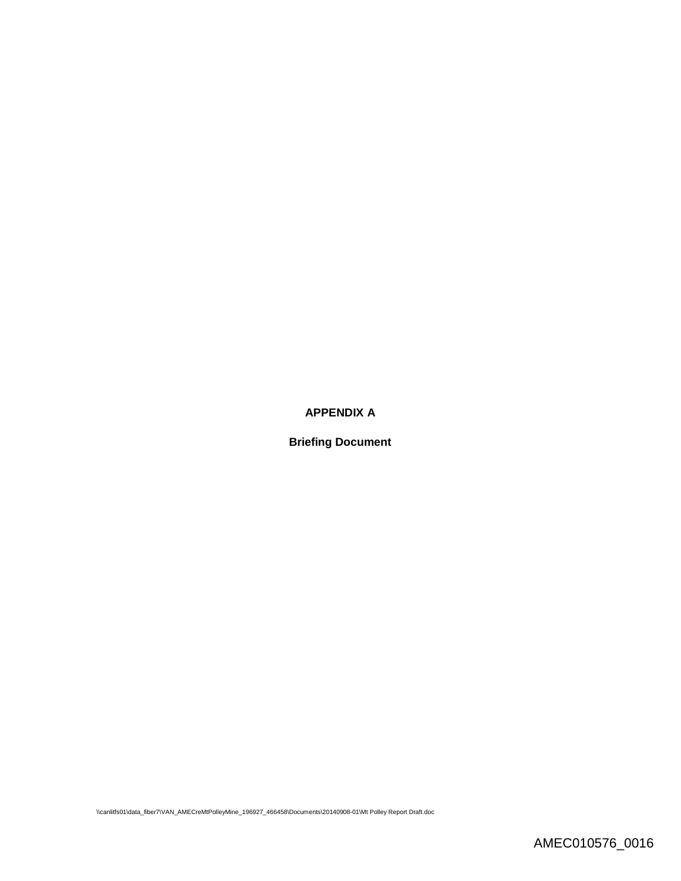**APPENDIX A**

**Briefing Document**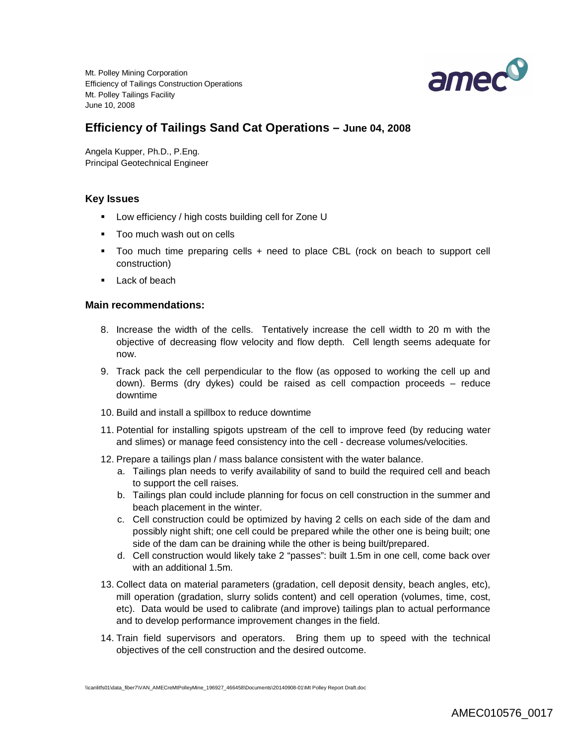Mt. Polley Mining Corporation
Efficiency of Tailings Construction Operations
Mt. Polley Tailings Facility
June 10, 2008

## Efficiency of Tailings Sand Cat Operations – June 04, 2008

Angela Kupper, Ph.D., P.Eng.
Principal Geotechnical Engineer

### Key Issues

- Low efficiency / high costs building cell for Zone U
- Too much wash out on cells
- Too much time preparing cells + need to place CBL (rock on beach to support cell construction)
- Lack of beach

### Main recommendations:

8. Increase the width of the cells. Tentatively increase the cell width to 20 m with the objective of decreasing flow velocity and flow depth. Cell length seems adequate for now.
9. Track pack the cell perpendicular to the flow (as opposed to working the cell up and down). Berms (dry dykes) could be raised as cell compaction proceeds – reduce downtime
10. Build and install a spillbox to reduce downtime
11. Potential for installing spigots upstream of the cell to improve feed (by reducing water and slimes) or manage feed consistency into the cell - decrease volumes/velocities.
12. Prepare a tailings plan / mass balance consistent with the water balance.
    a. Tailings plan needs to verify availability of sand to build the required cell and beach to support the cell raises.
    b. Tailings plan could include planning for focus on cell construction in the summer and beach placement in the winter.
    c. Cell construction could be optimized by having 2 cells on each side of the dam and possibly night shift; one cell could be prepared while the other one is being built; one side of the dam can be draining while the other is being built/prepared.
    d. Cell construction would likely take 2 "passes": built 1.5m in one cell, come back over with an additional 1.5m.
13. Collect data on material parameters (gradation, cell deposit density, beach angles, etc), mill operation (gradation, slurry solids content) and cell operation (volumes, time, cost, etc). Data would be used to calibrate (and improve) tailings plan to actual performance and to develop performance improvement changes in the field.
14. Train field supervisors and operators. Bring them up to speed with the technical objectives of the cell construction and the desired outcome.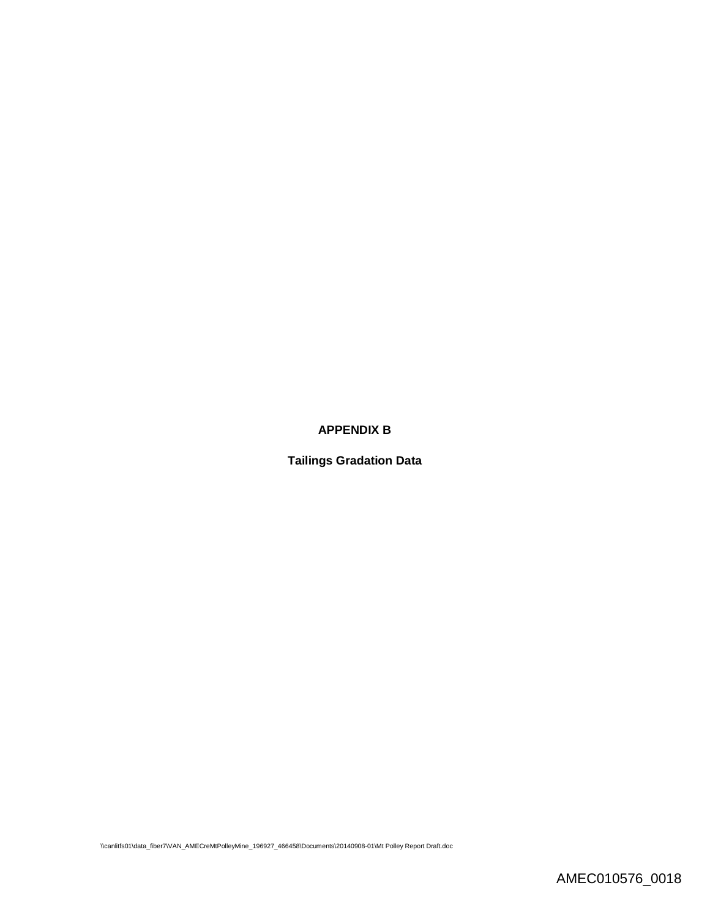## APPENDIX B

## Tailings Gradation Data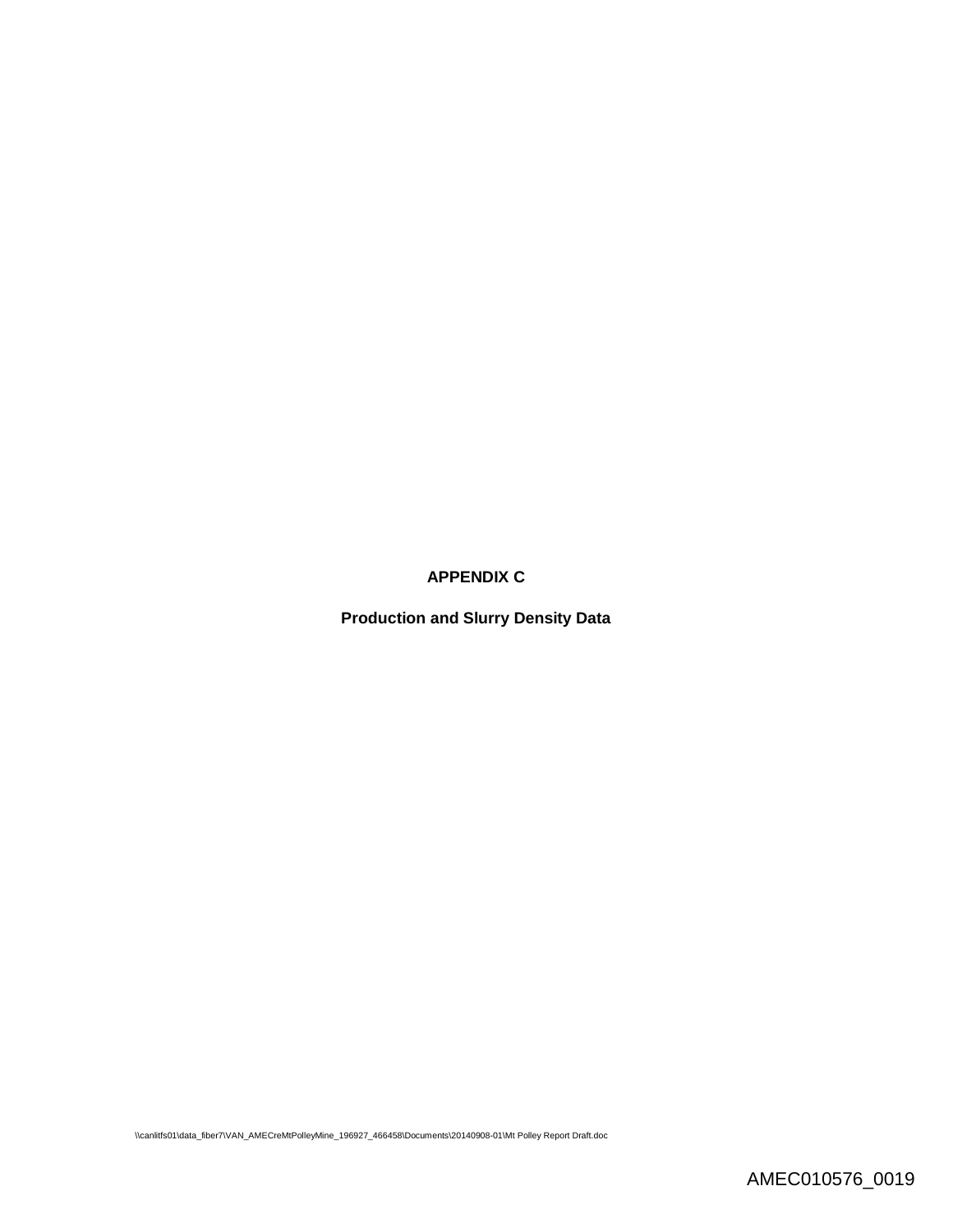**APPENDIX C**

**Production and Slurry Density Data**